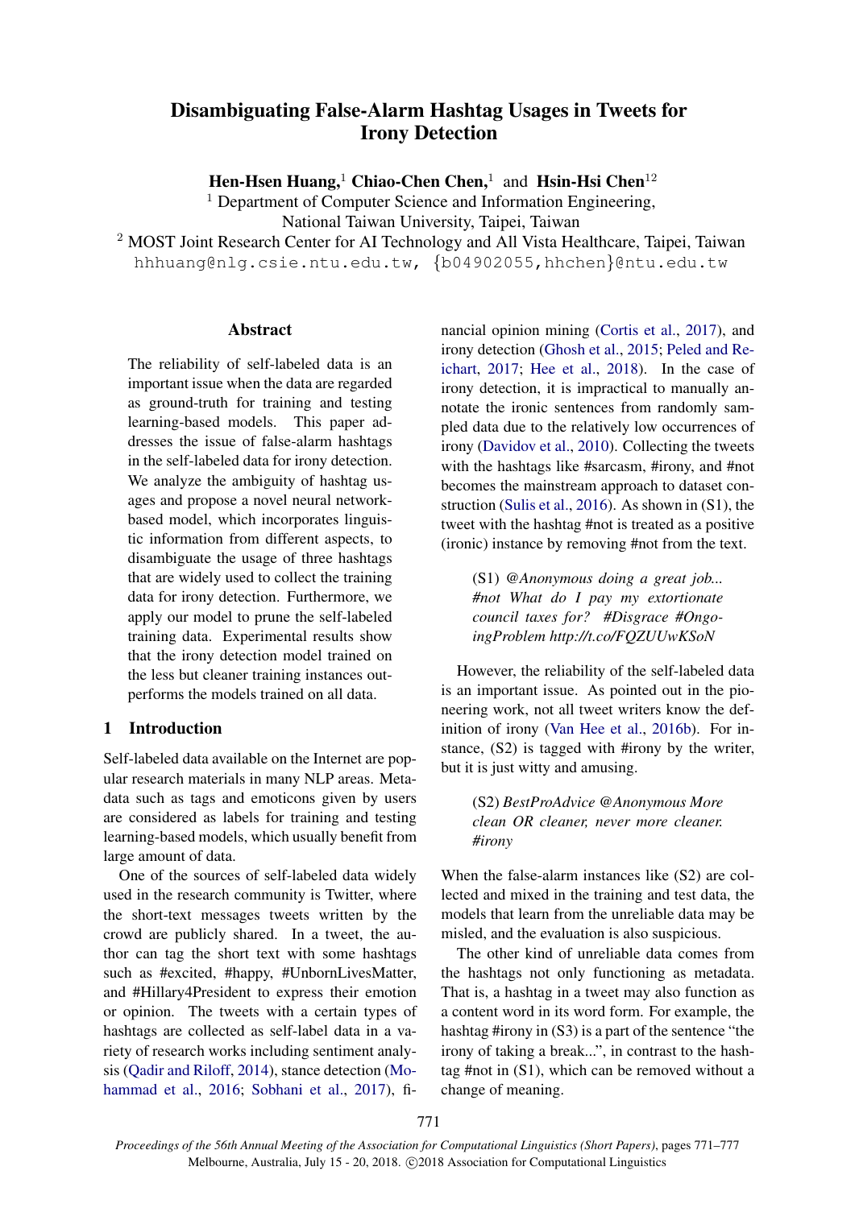# Disambiguating False-Alarm Hashtag Usages in Tweets for Irony Detection

**Hen-Hsen Huang,**[1] **Chiao-Chen Chen,**[1] and **Hsin-Hsi Chen**[12]

[1] Department of Computer Science and Information Engineering, National Taiwan University, Taipei, Taiwan

[2] MOST Joint Research Center for AI Technology and All Vista Healthcare, Taipei, Taiwan

hhhuang@nlg.csie.ntu.edu.tw, {b04902055,hhchen}@ntu.edu.tw

## Abstract

The reliability of self-labeled data is an important issue when the data are regarded as ground-truth for training and testing learning-based models. This paper addresses the issue of false-alarm hashtags in the self-labeled data for irony detection. We analyze the ambiguity of hashtag usages and propose a novel neural network-based model, which incorporates linguistic information from different aspects, to disambiguate the usage of three hashtags that are widely used to collect the training data for irony detection. Furthermore, we apply our model to prune the self-labeled training data. Experimental results show that the irony detection model trained on the less but cleaner training instances outperforms the models trained on all data.

## 1 Introduction

Self-labeled data available on the Internet are popular research materials in many NLP areas. Metadata such as tags and emoticons given by users are considered as labels for training and testing learning-based models, which usually benefit from large amount of data.

One of the sources of self-labeled data widely used in the research community is Twitter, where the short-text messages tweets written by the crowd are publicly shared. In a tweet, the author can tag the short text with some hashtags such as #excited, #happy, #UnbornLivesMatter, and #Hillary4President to express their emotion or opinion. The tweets with a certain types of hashtags are collected as self-label data in a variety of research works including sentiment analysis (Qadir and Riloff, 2014), stance detection (Mohammad et al., 2016; Sobhani et al., 2017), financial opinion mining (Cortis et al., 2017), and irony detection (Ghosh et al., 2015; Peled and Reichart, 2017; Hee et al., 2018). In the case of irony detection, it is impractical to manually annotate the ironic sentences from randomly sampled data due to the relatively low occurrences of irony (Davidov et al., 2010). Collecting the tweets with the hashtags like #sarcasm, #irony, and #not becomes the mainstream approach to dataset construction (Sulis et al., 2016). As shown in (S1), the tweet with the hashtag #not is treated as a positive (ironic) instance by removing #not from the text.

> (S1) *@Anonymous doing a great job... #not What do I pay my extortionate council taxes for? #Disgrace #OngoingProblem http://t.co/FQZUUwKSoN*

However, the reliability of the self-labeled data is an important issue. As pointed out in the pioneering work, not all tweet writers know the definition of irony (Van Hee et al., 2016b). For instance, (S2) is tagged with #irony by the writer, but it is just witty and amusing.

> (S2) *BestProAdvice @Anonymous More clean OR cleaner, never more cleaner. #irony*

When the false-alarm instances like (S2) are collected and mixed in the training and test data, the models that learn from the unreliable data may be misled, and the evaluation is also suspicious.

The other kind of unreliable data comes from the hashtags not only functioning as metadata. That is, a hashtag in a tweet may also function as a content word in its word form. For example, the hashtag #irony in (S3) is a part of the sentence "the irony of taking a break...", in contrast to the hashtag #not in (S1), which can be removed without a change of meaning.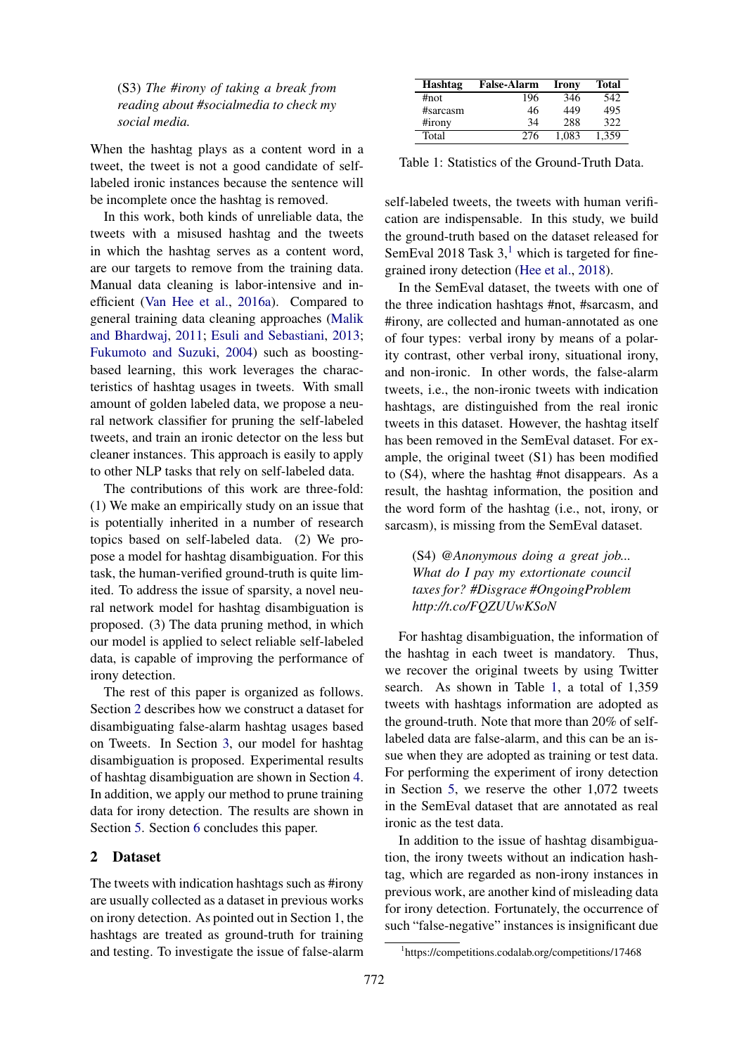(S3) *The #irony of taking a break from reading about #socialmedia to check my social media.*

When the hashtag plays as a content word in a tweet, the tweet is not a good candidate of self-labeled ironic instances because the sentence will be incomplete once the hashtag is removed.

In this work, both kinds of unreliable data, the tweets with a misused hashtag and the tweets in which the hashtag serves as a content word, are our targets to remove from the training data. Manual data cleaning is labor-intensive and inefficient (Van Hee et al., 2016a). Compared to general training data cleaning approaches (Malik and Bhardwaj, 2011; Esuli and Sebastiani, 2013; Fukumoto and Suzuki, 2004) such as boosting-based learning, this work leverages the characteristics of hashtag usages in tweets. With small amount of golden labeled data, we propose a neural network classifier for pruning the self-labeled tweets, and train an ironic detector on the less but cleaner instances. This approach is easily to apply to other NLP tasks that rely on self-labeled data.

The contributions of this work are three-fold: (1) We make an empirically study on an issue that is potentially inherited in a number of research topics based on self-labeled data. (2) We propose a model for hashtag disambiguation. For this task, the human-verified ground-truth is quite limited. To address the issue of sparsity, a novel neural network model for hashtag disambiguation is proposed. (3) The data pruning method, in which our model is applied to select reliable self-labeled data, is capable of improving the performance of irony detection.

The rest of this paper is organized as follows. Section 2 describes how we construct a dataset for disambiguating false-alarm hashtag usages based on Tweets. In Section 3, our model for hashtag disambiguation is proposed. Experimental results of hashtag disambiguation are shown in Section 4. In addition, we apply our method to prune training data for irony detection. The results are shown in Section 5. Section 6 concludes this paper.

## 2 Dataset

The tweets with indication hashtags such as #irony are usually collected as a dataset in previous works on irony detection. As pointed out in Section 1, the hashtags are treated as ground-truth for training and testing. To investigate the issue of false-alarm self-labeled tweets, the tweets with human verification are indispensable. In this study, we build the ground-truth based on the dataset released for SemEval 2018 Task 3,[1] which is targeted for fine-grained irony detection (Hee et al., 2018).

| Hashtag | False-Alarm | Irony | Total |
|---|---|---|---|
| #not | 196 | 346 | 542 |
| #sarcasm | 46 | 449 | 495 |
| #irony | 34 | 288 | 322 |
| Total | 276 | 1,083 | 1,359 |

Table 1: Statistics of the Ground-Truth Data.

In the SemEval dataset, the tweets with one of the three indication hashtags #not, #sarcasm, and #irony, are collected and human-annotated as one of four types: verbal irony by means of a polarity contrast, other verbal irony, situational irony, and non-ironic. In other words, the false-alarm tweets, i.e., the non-ironic tweets with indication hashtags, are distinguished from the real ironic tweets in this dataset. However, the hashtag itself has been removed in the SemEval dataset. For example, the original tweet (S1) has been modified to (S4), where the hashtag #not disappears. As a result, the hashtag information, the position and the word form of the hashtag (i.e., not, irony, or sarcasm), is missing from the SemEval dataset.

(S4) *@Anonymous doing a great job... What do I pay my extortionate council taxes for? #Disgrace #OngoingProblem http://t.co/FQZUUwKSoN*

For hashtag disambiguation, the information of the hashtag in each tweet is mandatory. Thus, we recover the original tweets by using Twitter search. As shown in Table 1, a total of 1,359 tweets with hashtags information are adopted as the ground-truth. Note that more than 20% of self-labeled data are false-alarm, and this can be an issue when they are adopted as training or test data. For performing the experiment of irony detection in Section 5, we reserve the other 1,072 tweets in the SemEval dataset that are annotated as real ironic as the test data.

In addition to the issue of hashtag disambiguation, the irony tweets without an indication hashtag, which are regarded as non-irony instances in previous work, are another kind of misleading data for irony detection. Fortunately, the occurrence of such "false-negative" instances is insignificant due

[1] https://competitions.codalab.org/competitions/17468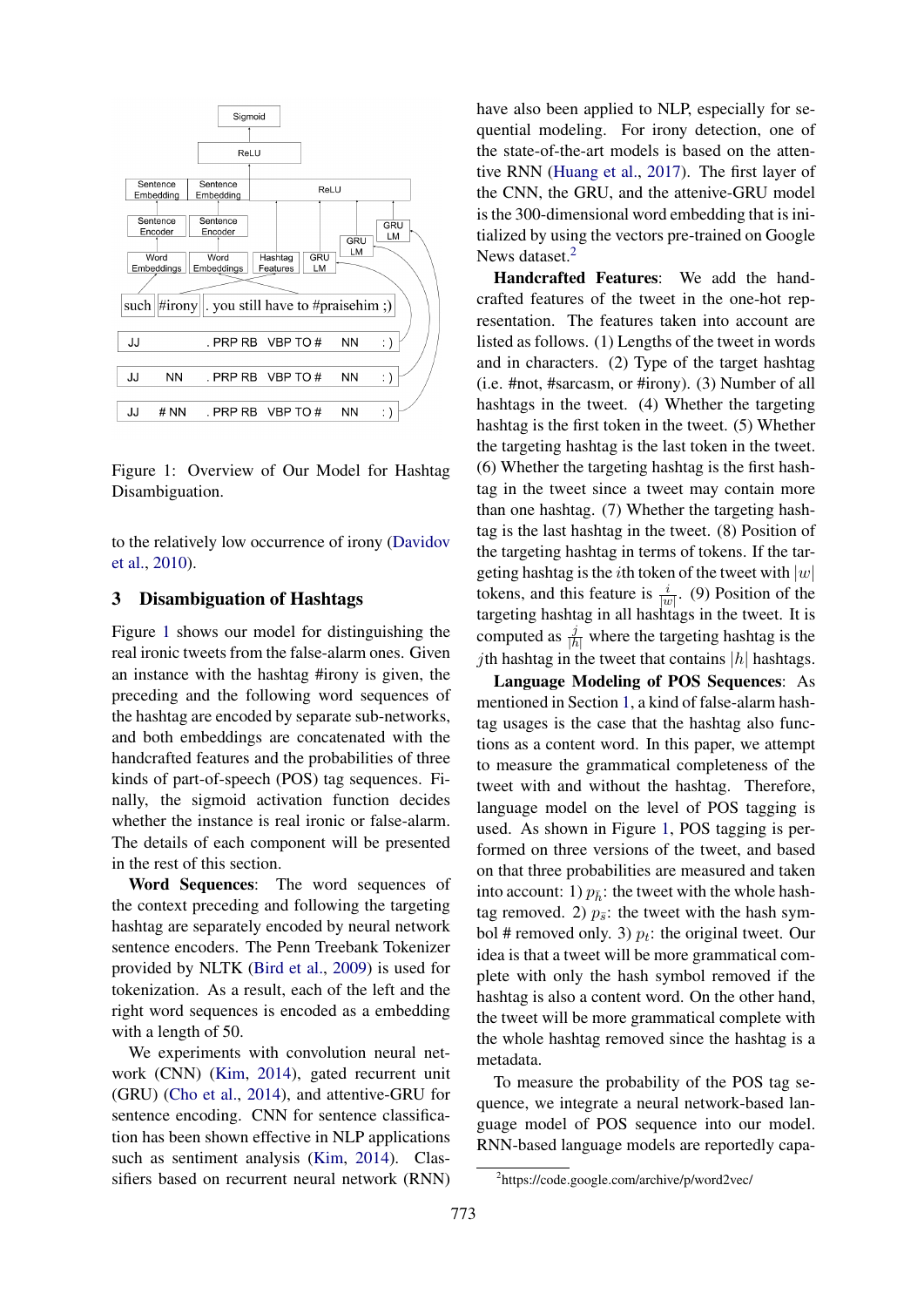Figure 1: Overview of Our Model for Hashtag Disambiguation.

to the relatively low occurrence of irony (Davidov et al., 2010).

## 3 Disambiguation of Hashtags

Figure 1 shows our model for distinguishing the real ironic tweets from the false-alarm ones. Given an instance with the hashtag #irony is given, the preceding and the following word sequences of the hashtag are encoded by separate sub-networks, and both embeddings are concatenated with the handcrafted features and the probabilities of three kinds of part-of-speech (POS) tag sequences. Finally, the sigmoid activation function decides whether the instance is real ironic or false-alarm. The details of each component will be presented in the rest of this section.

**Word Sequences**: The word sequences of the context preceding and following the targeting hashtag are separately encoded by neural network sentence encoders. The Penn Treebank Tokenizer provided by NLTK (Bird et al., 2009) is used for tokenization. As a result, each of the left and the right word sequences is encoded as a embedding with a length of 50.

We experiments with convolution neural network (CNN) (Kim, 2014), gated recurrent unit (GRU) (Cho et al., 2014), and attentive-GRU for sentence encoding. CNN for sentence classification has been shown effective in NLP applications such as sentiment analysis (Kim, 2014). Classifiers based on recurrent neural network (RNN) have also been applied to NLP, especially for sequential modeling. For irony detection, one of the state-of-the-art models is based on the attentive RNN (Huang et al., 2017). The first layer of the CNN, the GRU, and the attenive-GRU model is the 300-dimensional word embedding that is initialized by using the vectors pre-trained on Google News dataset.[2]

**Handcrafted Features**: We add the handcrafted features of the tweet in the one-hot representation. The features taken into account are listed as follows. (1) Lengths of the tweet in words and in characters. (2) Type of the target hashtag (i.e. #not, #sarcasm, or #irony). (3) Number of all hashtags in the tweet. (4) Whether the targeting hashtag is the first token in the tweet. (5) Whether the targeting hashtag is the last token in the tweet. (6) Whether the targeting hashtag is the first hashtag in the tweet since a tweet may contain more than one hashtag. (7) Whether the targeting hashtag is the last hashtag in the tweet. (8) Position of the targeting hashtag in terms of tokens. If the targeting hashtag is the $i$th token of the tweet with $|w|$ tokens, and this feature is $\frac{i}{|w|}$. (9) Position of the targeting hashtag in all hashtags in the tweet. It is computed as $\frac{j}{|h|}$ where the targeting hashtag is the $j$th hashtag in the tweet that contains $|h|$ hashtags.

**Language Modeling of POS Sequences**: As mentioned in Section 1, a kind of false-alarm hashtag usages is the case that the hashtag also functions as a content word. In this paper, we attempt to measure the grammatical completeness of the tweet with and without the hashtag. Therefore, language model on the level of POS tagging is used. As shown in Figure 1, POS tagging is performed on three versions of the tweet, and based on that three probabilities are measured and taken into account: 1) $p_{\bar{h}}$: the tweet with the whole hashtag removed. 2) $p_{\bar{s}}$: the tweet with the hash symbol # removed only. 3) $p_t$: the original tweet. Our idea is that a tweet will be more grammatical complete with only the hash symbol removed if the hashtag is also a content word. On the other hand, the tweet will be more grammatical complete with the whole hashtag removed since the hashtag is a metadata.

To measure the probability of the POS tag sequence, we integrate a neural network-based language model of POS sequence into our model. RNN-based language models are reportedly capa-

[2]https://code.google.com/archive/p/word2vec/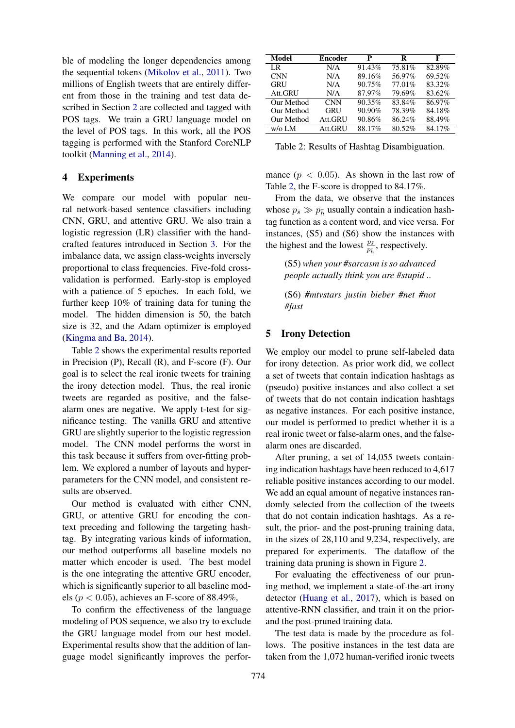ble of modeling the longer dependencies among the sequential tokens (Mikolov et al., 2011). Two millions of English tweets that are entirely different from those in the training and test data described in Section 2 are collected and tagged with POS tags. We train a GRU language model on the level of POS tags. In this work, all the POS tagging is performed with the Stanford CoreNLP toolkit (Manning et al., 2014).

## 4 Experiments

We compare our model with popular neural network-based sentence classifiers including CNN, GRU, and attentive GRU. We also train a logistic regression (LR) classifier with the hand-crafted features introduced in Section 3. For the imbalance data, we assign class-weights inversely proportional to class frequencies. Five-fold cross-validation is performed. Early-stop is employed with a patience of 5 epoches. In each fold, we further keep 10% of training data for tuning the model. The hidden dimension is 50, the batch size is 32, and the Adam optimizer is employed (Kingma and Ba, 2014).

Table 2 shows the experimental results reported in Precision (P), Recall (R), and F-score (F). Our goal is to select the real ironic tweets for training the irony detection model. Thus, the real ironic tweets are regarded as positive, and the false-alarm ones are negative. We apply t-test for significance testing. The vanilla GRU and attentive GRU are slightly superior to the logistic regression model. The CNN model performs the worst in this task because it suffers from over-fitting problem. We explored a number of layouts and hyperparameters for the CNN model, and consistent results are observed.

Our method is evaluated with either CNN, GRU, or attentive GRU for encoding the context preceding and following the targeting hashtag. By integrating various kinds of information, our method outperforms all baseline models no matter which encoder is used. The best model is the one integrating the attentive GRU encoder, which is significantly superior to all baseline models ($p < 0.05$), achieves an F-score of 88.49%,

To confirm the effectiveness of the language modeling of POS sequence, we also try to exclude the GRU language model from our best model. Experimental results show that the addition of language model significantly improves the performance ($p < 0.05$). As shown in the last row of Table 2, the F-score is dropped to 84.17%.

| Model | Encoder | P | R | F |
|---|---|---|---|---|
| LR | N/A | 91.43% | 75.81% | 82.89% |
| CNN | N/A | 89.16% | 56.97% | 69.52% |
| GRU | N/A | 90.75% | 77.01% | 83.32% |
| Att.GRU | N/A | 87.97% | 79.69% | 83.62% |
| Our Method | CNN | 90.35% | 83.84% | 86.97% |
| Our Method | GRU | 90.90% | 78.39% | 84.18% |
| Our Method | Att.GRU | 90.86% | 86.24% | 88.49% |
| w/o LM | Att.GRU | 88.17% | 80.52% | 84.17% |

Table 2: Results of Hashtag Disambiguation.

From the data, we observe that the instances whose $p_{\bar{s}} \gg p_{\bar{h}}$ usually contain a indication hashtag function as a content word, and vice versa. For instances, (S5) and (S6) show the instances with the highest and the lowest $\frac{p_{\bar{s}}}{p_{\bar{h}}}$, respectively.

> (S5) *when your #sarcasm is so advanced people actually think you are #stupid ..*
>
> (S6) *#mtvstars justin bieber #net #not #fast*

## 5 Irony Detection

We employ our model to prune self-labeled data for irony detection. As prior work did, we collect a set of tweets that contain indication hashtags as (pseudo) positive instances and also collect a set of tweets that do not contain indication hashtags as negative instances. For each positive instance, our model is performed to predict whether it is a real ironic tweet or false-alarm ones, and the false-alarm ones are discarded.

After pruning, a set of 14,055 tweets containing indication hashtags have been reduced to 4,617 reliable positive instances according to our model. We add an equal amount of negative instances randomly selected from the collection of the tweets that do not contain indication hashtags. As a result, the prior- and the post-pruning training data, in the sizes of 28,110 and 9,234, respectively, are prepared for experiments. The dataflow of the training data pruning is shown in Figure 2.

For evaluating the effectiveness of our pruning method, we implement a state-of-the-art irony detector (Huang et al., 2017), which is based on attentive-RNN classifier, and train it on the prior- and the post-pruned training data.

The test data is made by the procedure as follows. The positive instances in the test data are taken from the 1,072 human-verified ironic tweets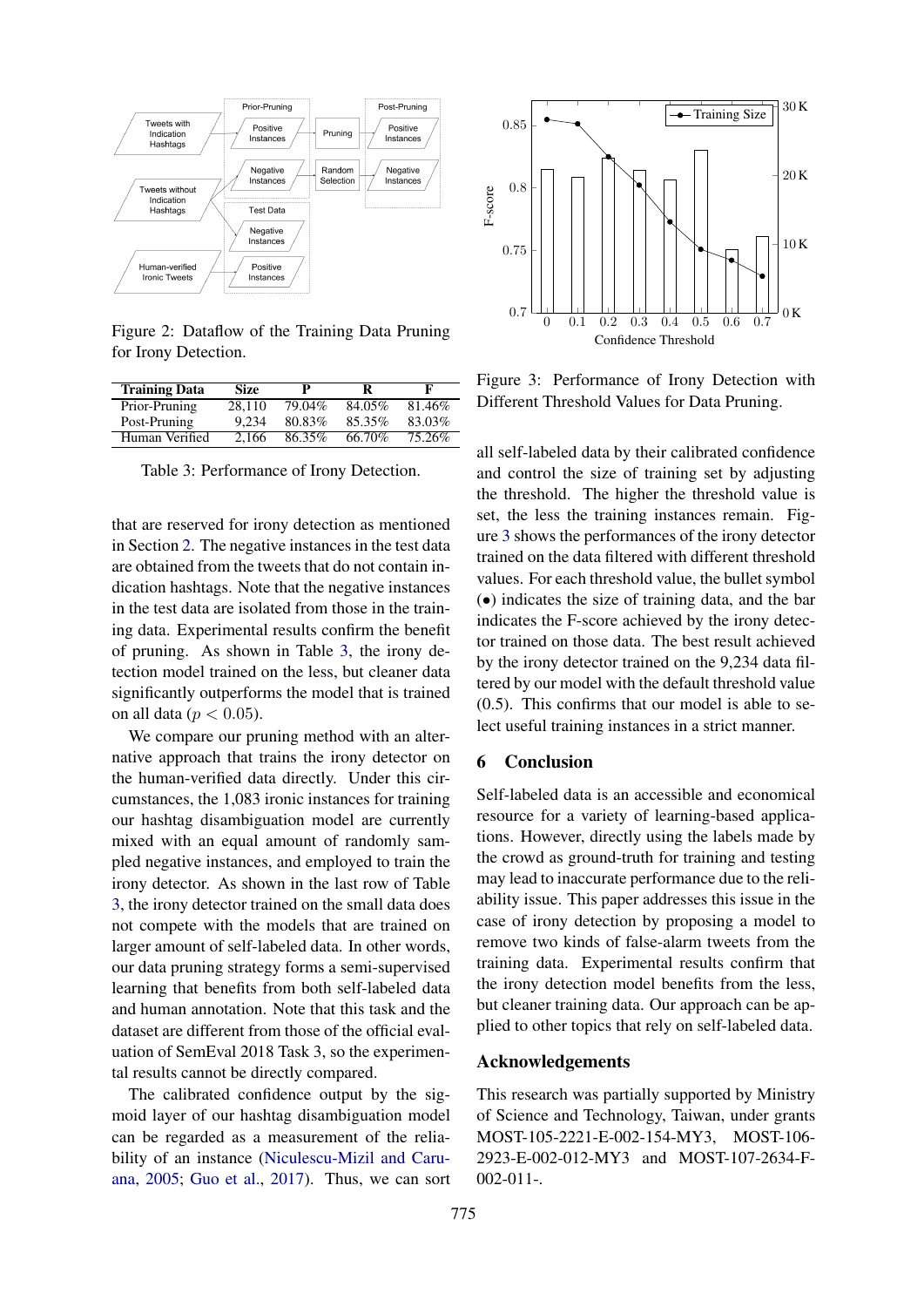Figure 2: Dataflow of the Training Data Pruning for Irony Detection.

| Training Data | Size | P | R | F |
|---|---|---|---|---|
| Prior-Pruning | 28,110 | 79.04% | 84.05% | 81.46% |
| Post-Pruning | 9,234 | 80.83% | 85.35% | 83.03% |
| Human Verified | 2,166 | 86.35% | 66.70% | 75.26% |

Table 3: Performance of Irony Detection.

that are reserved for irony detection as mentioned in Section 2. The negative instances in the test data are obtained from the tweets that do not contain indication hashtags. Note that the negative instances in the test data are isolated from those in the training data. Experimental results confirm the benefit of pruning. As shown in Table 3, the irony detection model trained on the less, but cleaner data significantly outperforms the model that is trained on all data ($p < 0.05$).

We compare our pruning method with an alternative approach that trains the irony detector on the human-verified data directly. Under this circumstances, the 1,083 ironic instances for training our hashtag disambiguation model are currently mixed with an equal amount of randomly sampled negative instances, and employed to train the irony detector. As shown in the last row of Table 3, the irony detector trained on the small data does not compete with the models that are trained on larger amount of self-labeled data. In other words, our data pruning strategy forms a semi-supervised learning that benefits from both self-labeled data and human annotation. Note that this task and the dataset are different from those of the official evaluation of SemEval 2018 Task 3, so the experimental results cannot be directly compared.

The calibrated confidence output by the sigmoid layer of our hashtag disambiguation model can be regarded as a measurement of the reliability of an instance (Niculescu-Mizil and Caruana, 2005; Guo et al., 2017). Thus, we can sort all self-labeled data by their calibrated confidence and control the size of training set by adjusting the threshold. The higher the threshold value is set, the less the training instances remain. Figure 3 shows the performances of the irony detector trained on the data filtered with different threshold values. For each threshold value, the bullet symbol (•) indicates the size of training data, and the bar indicates the F-score achieved by the irony detector trained on those data. The best result achieved by the irony detector trained on the 9,234 data filtered by our model with the default threshold value (0.5). This confirms that our model is able to select useful training instances in a strict manner.

Figure 3: Performance of Irony Detection with Different Threshold Values for Data Pruning.

## 6 Conclusion

Self-labeled data is an accessible and economical resource for a variety of learning-based applications. However, directly using the labels made by the crowd as ground-truth for training and testing may lead to inaccurate performance due to the reliability issue. This paper addresses this issue in the case of irony detection by proposing a model to remove two kinds of false-alarm tweets from the training data. Experimental results confirm that the irony detection model benefits from the less, but cleaner training data. Our approach can be applied to other topics that rely on self-labeled data.

## Acknowledgements

This research was partially supported by Ministry of Science and Technology, Taiwan, under grants MOST-105-2221-E-002-154-MY3, MOST-106-2923-E-002-012-MY3 and MOST-107-2634-F-002-011-.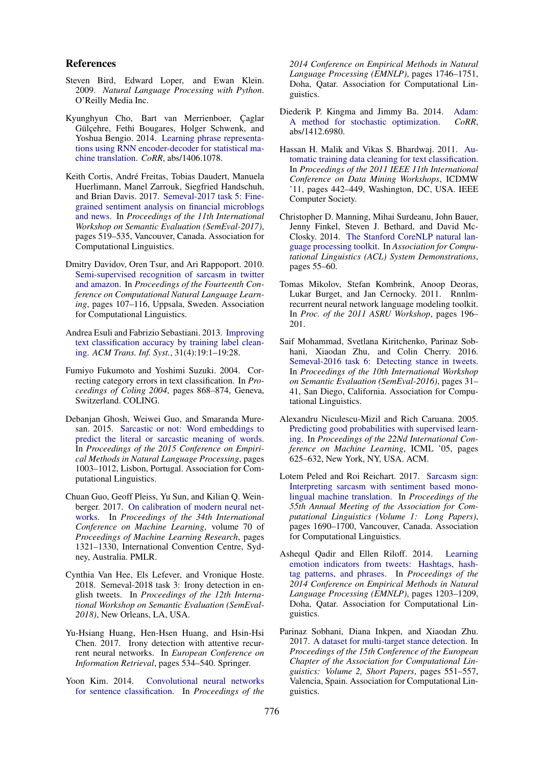## References

Steven Bird, Edward Loper, and Ewan Klein. 2009. *Natural Language Processing with Python*. O'Reilly Media Inc.

Kyunghyun Cho, Bart van Merrienboer, Çaglar Gülçehre, Fethi Bougares, Holger Schwenk, and Yoshua Bengio. 2014. Learning phrase representations using RNN encoder-decoder for statistical machine translation. *CoRR*, abs/1406.1078.

Keith Cortis, André Freitas, Tobias Daudert, Manuela Huerlimann, Manel Zarrouk, Siegfried Handschuh, and Brian Davis. 2017. Semeval-2017 task 5: Fine-grained sentiment analysis on financial microblogs and news. In *Proceedings of the 11th International Workshop on Semantic Evaluation (SemEval-2017)*, pages 519–535, Vancouver, Canada. Association for Computational Linguistics.

Dmitry Davidov, Oren Tsur, and Ari Rappoport. 2010. Semi-supervised recognition of sarcasm in twitter and amazon. In *Proceedings of the Fourteenth Conference on Computational Natural Language Learning*, pages 107–116, Uppsala, Sweden. Association for Computational Linguistics.

Andrea Esuli and Fabrizio Sebastiani. 2013. Improving text classification accuracy by training label cleaning. *ACM Trans. Inf. Syst.*, 31(4):19:1–19:28.

Fumiyo Fukumoto and Yoshimi Suzuki. 2004. Correcting category errors in text classification. In *Proceedings of Coling 2004*, pages 868–874, Geneva, Switzerland. COLING.

Debanjan Ghosh, Weiwei Guo, and Smaranda Muresan. 2015. Sarcastic or not: Word embeddings to predict the literal or sarcastic meaning of words. In *Proceedings of the 2015 Conference on Empirical Methods in Natural Language Processing*, pages 1003–1012, Lisbon, Portugal. Association for Computational Linguistics.

Chuan Guo, Geoff Pleiss, Yu Sun, and Kilian Q. Weinberger. 2017. On calibration of modern neural networks. In *Proceedings of the 34th International Conference on Machine Learning*, volume 70 of *Proceedings of Machine Learning Research*, pages 1321–1330, International Convention Centre, Sydney, Australia. PMLR.

Cynthia Van Hee, Els Lefever, and Vronique Hoste. 2018. Semeval-2018 task 3: Irony detection in english tweets. In *Proceedings of the 12th International Workshop on Semantic Evaluation (SemEval-2018)*, New Orleans, LA, USA.

Yu-Hsiang Huang, Hen-Hsen Huang, and Hsin-Hsi Chen. 2017. Irony detection with attentive recurrent neural networks. In *European Conference on Information Retrieval*, pages 534–540. Springer.

Yoon Kim. 2014. Convolutional neural networks for sentence classification. In *Proceedings of the 2014 Conference on Empirical Methods in Natural Language Processing (EMNLP)*, pages 1746–1751, Doha, Qatar. Association for Computational Linguistics.

Diederik P. Kingma and Jimmy Ba. 2014. Adam: A method for stochastic optimization. *CoRR*, abs/1412.6980.

Hassan H. Malik and Vikas S. Bhardwaj. 2011. Automatic training data cleaning for text classification. In *Proceedings of the 2011 IEEE 11th International Conference on Data Mining Workshops*, ICDMW '11, pages 442–449, Washington, DC, USA. IEEE Computer Society.

Christopher D. Manning, Mihai Surdeanu, John Bauer, Jenny Finkel, Steven J. Bethard, and David McClosky. 2014. The Stanford CoreNLP natural language processing toolkit. In *Association for Computational Linguistics (ACL) System Demonstrations*, pages 55–60.

Tomas Mikolov, Stefan Kombrink, Anoop Deoras, Lukar Burget, and Jan Cernocky. 2011. Rnnlm-recurrent neural network language modeling toolkit. In *Proc. of the 2011 ASRU Workshop*, pages 196–201.

Saif Mohammad, Svetlana Kiritchenko, Parinaz Sobhani, Xiaodan Zhu, and Colin Cherry. 2016. Semeval-2016 task 6: Detecting stance in tweets. In *Proceedings of the 10th International Workshop on Semantic Evaluation (SemEval-2016)*, pages 31–41, San Diego, California. Association for Computational Linguistics.

Alexandru Niculescu-Mizil and Rich Caruana. 2005. Predicting good probabilities with supervised learning. In *Proceedings of the 22Nd International Conference on Machine Learning*, ICML '05, pages 625–632, New York, NY, USA. ACM.

Lotem Peled and Roi Reichart. 2017. Sarcasm sign: Interpreting sarcasm with sentiment based monolingual machine translation. In *Proceedings of the 55th Annual Meeting of the Association for Computational Linguistics (Volume 1: Long Papers)*, pages 1690–1700, Vancouver, Canada. Association for Computational Linguistics.

Ashequl Qadir and Ellen Riloff. 2014. Learning emotion indicators from tweets: Hashtags, hashtag patterns, and phrases. In *Proceedings of the 2014 Conference on Empirical Methods in Natural Language Processing (EMNLP)*, pages 1203–1209, Doha, Qatar. Association for Computational Linguistics.

Parinaz Sobhani, Diana Inkpen, and Xiaodan Zhu. 2017. A dataset for multi-target stance detection. In *Proceedings of the 15th Conference of the European Chapter of the Association for Computational Linguistics: Volume 2, Short Papers*, pages 551–557, Valencia, Spain. Association for Computational Linguistics.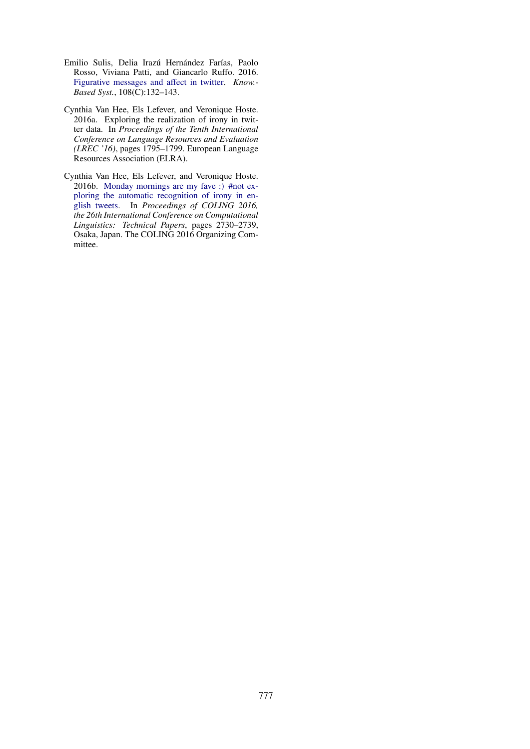Emilio Sulis, Delia Irazú Hernández Farías, Paolo Rosso, Viviana Patti, and Giancarlo Ruffo. 2016. Figurative messages and affect in twitter. *Know.-Based Syst.*, 108(C):132–143.

Cynthia Van Hee, Els Lefever, and Veronique Hoste. 2016a. Exploring the realization of irony in twitter data. In *Proceedings of the Tenth International Conference on Language Resources and Evaluation (LREC '16)*, pages 1795–1799. European Language Resources Association (ELRA).

Cynthia Van Hee, Els Lefever, and Veronique Hoste. 2016b. Monday mornings are my fave :) #not exploring the automatic recognition of irony in english tweets. In *Proceedings of COLING 2016, the 26th International Conference on Computational Linguistics: Technical Papers*, pages 2730–2739, Osaka, Japan. The COLING 2016 Organizing Committee.